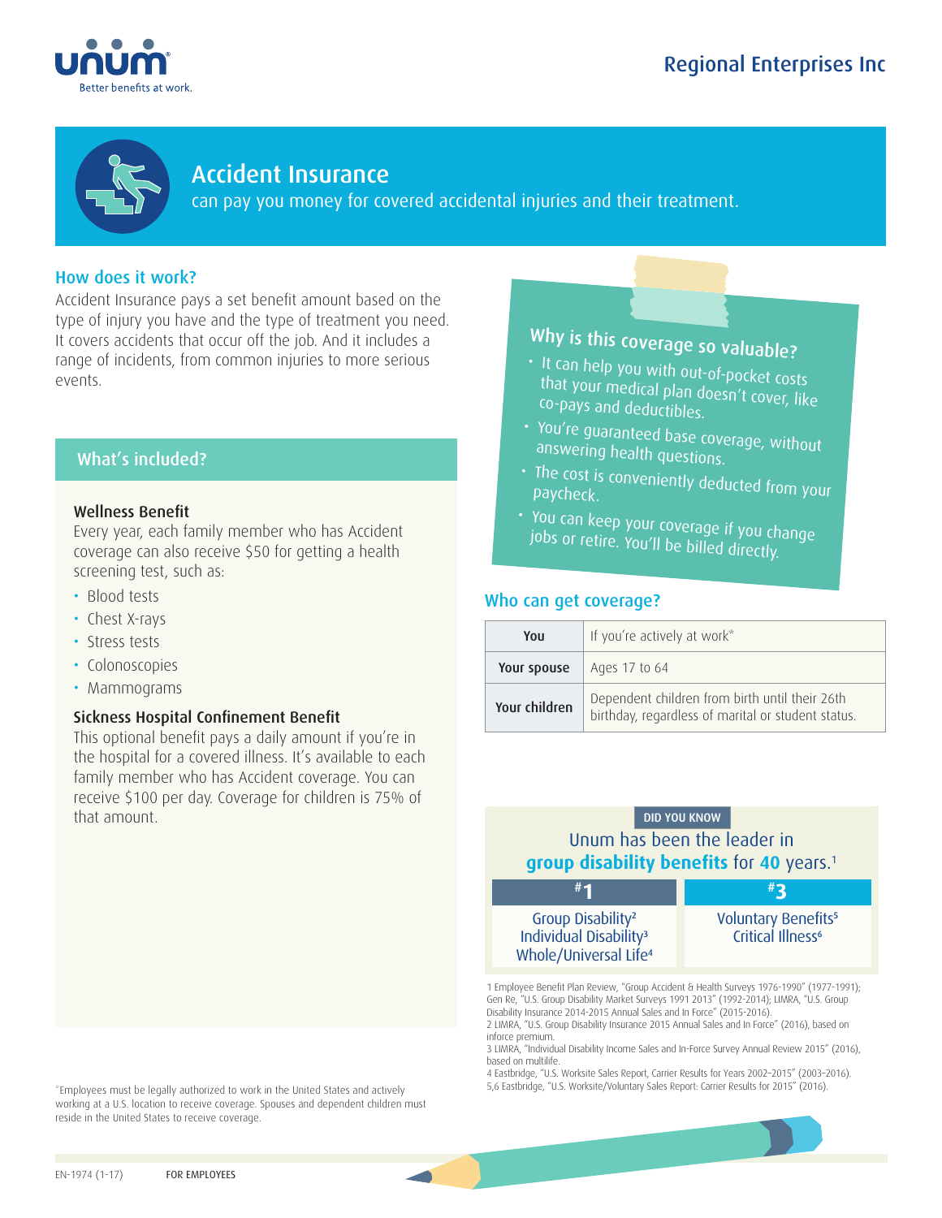Regional Enterprises Inc

# Accident Insurance

can pay you money for covered accidental injuries and their treatment.

## How does it work?

Accident Insurance pays a set benefit amount based on the type of injury you have and the type of treatment you need. It covers accidents that occur off the job. And it includes a range of incidents, from common injuries to more serious events.

## What's included?

### Wellness Benefit

Every year, each family member who has Accident coverage can also receive $50 for getting a health screening test, such as:

- Blood tests
- Chest X-rays
- Stress tests
- Colonoscopies
- Mammograms

### Sickness Hospital Confinement Benefit

This optional benefit pays a daily amount if you're in the hospital for a covered illness. It's available to each family member who has Accident coverage. You can receive $100 per day. Coverage for children is 75% of that amount.

## Why is this coverage so valuable?

- It can help you with out-of-pocket costs that your medical plan doesn't cover, like co-pays and deductibles.
- You're guaranteed base coverage, without answering health questions.
- The cost is conveniently deducted from your paycheck.
- You can keep your coverage if you change jobs or retire. You'll be billed directly.

## Who can get coverage?

| | |
|---|---|
| **You** | If you're actively at work* |
| **Your spouse** | Ages 17 to 64 |
| **Your children** | Dependent children from birth until their 26th birthday, regardless of marital or student status. |

**DID YOU KNOW**

Unum has been the leader in **group disability benefits** for **40** years.[1]

| #1 | #3 |
|---|---|
| Group Disability[2]<br>Individual Disability[3]<br>Whole/Universal Life[4] | Voluntary Benefits[5]<br>Critical Illness[6] |

1 Employee Benefit Plan Review, "Group Accident & Health Surveys 1976-1990" (1977-1991); Gen Re, "U.S. Group Disability Market Surveys 1991 2013" (1992-2014); LIMRA, "U.S. Group Disability Insurance 2014-2015 Annual Sales and In Force" (2015-2016).
2 LIMRA, "U.S. Group Disability Insurance 2015 Annual Sales and In Force" (2016), based on inforce premium.
3 LIMRA, "Individual Disability Income Sales and In-Force Survey Annual Review 2015" (2016), based on multilife.
4 Eastbridge, "U.S. Worksite Sales Report, Carrier Results for Years 2002–2015" (2003–2016).
5,6 Eastbridge, "U.S. Worksite/Voluntary Sales Report: Carrier Results for 2015" (2016).

*Employees must be legally authorized to work in the United States and actively working at a U.S. location to receive coverage. Spouses and dependent children must reside in the United States to receive coverage.

EN-1974 (1-17) FOR EMPLOYEES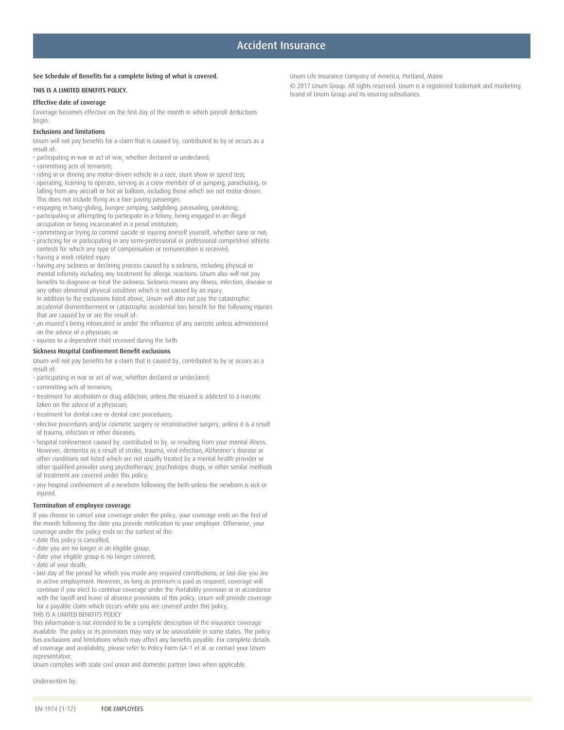# Accident Insurance

**See Schedule of Benefits for a complete listing of what is covered.**

**THIS IS A LIMITED BENEFITS POLICY.**

### Effective date of coverage

Coverage becomes effective on the first day of the month in which payroll deductions begin.

### Exclusions and limitations

Unum will not pay benefits for a claim that is caused by, contributed to by or occurs as a result of:

- participating in war or act of war, whether declared or undeclared;
- committing acts of terrorism;
- riding in or driving any motor-driven vehicle in a race, stunt show or speed test;
- operating, learning to operate, serving as a crew member of or jumping, parachuting, or falling from any aircraft or hot air balloon, including those which are not motor-driven. This does not include flying as a fare paying passenger;
- engaging in hang-gliding, bungee jumping, sailgliding, parasailing, parakiting;
- participating or attempting to participate in a felony, being engaged in an illegal occupation or being incarcerated in a penal institution;
- committing or trying to commit suicide or injuring oneself yourself, whether sane or not;
- practicing for or participating in any semi-professional or professional competitive athletic contests for which any type of compensation or remuneration is received;
- having a work related injury
- having any sickness or declining process caused by a sickness, including physical or mental infirmity including any treatment for allergic reactions. Unum also will not pay benefits to diagnose or treat the sickness. Sickness means any illness, infection, disease or any other abnormal physical condition which is not caused by an injury.
  In addition to the exclusions listed above, Unum will also not pay the catastrophic accidental dismemberment or catastrophic accidental loss benefit for the following injuries that are caused by or are the result of:
- an insured's being intoxicated or under the influence of any narcotic unless administered on the advice of a physician; or
- injuries to a dependent child received during the birth.

### Sickness Hospital Confinement Benefit exclusions

Unum will not pay benefits for a claim that is caused by, contributed to by or occurs as a result of:

- participating in war or act of war, whether declared or undeclared;
- committing acts of terrorism;
- treatment for alcoholism or drug addiction, unless the insured is addicted to a narcotic taken on the advice of a physician;
- treatment for dental care or dental care procedures;
- elective procedures and/or cosmetic surgery or reconstructive surgery, unless it is a result of trauma, infection or other diseases;
- hospital confinement caused by, contributed to by, or resulting from your mental illness. However, dementia as a result of stroke, trauma, viral infection, Alzheimer's disease or other conditions not listed which are not usually treated by a mental health provider or other qualified provider using psychotherapy, psychotropic drugs, or other similar methods of treatment are covered under this policy;
- any hospital confinement of a newborn following the birth unless the newborn is sick or injured.

### Termination of employee coverage

If you choose to cancel your coverage under the policy, your coverage ends on the first of the month following the date you provide notification to your employer. Otherwise, your coverage under the policy ends on the earliest of the:

- date this policy is cancelled;
- date you are no longer in an eligible group;
- date your eligible group is no longer covered;
- date of your death;
- last day of the period for which you made any required contributions; or last day you are in active employment. However, as long as premium is paid as required, coverage will continue if you elect to continue coverage under the Portability provision or in accordance with the layoff and leave of absence provisions of this policy. Unum will provide coverage for a payable claim which occurs while you are covered under this policy.

THIS IS A LIMITED BENEFITS POLICY

This information is not intended to be a complete description of the insurance coverage available. The policy or its provisions may vary or be unavailable in some states. The policy has exclusions and limitations which may affect any benefits payable. For complete details of coverage and availability, please refer to Policy Form GA-1 et al. or contact your Unum representative.

Unum complies with state civil union and domestic partner laws when applicable.

Underwritten by:

Unum Life Insurance Company of America, Portland, Maine

© 2017 Unum Group. All rights reserved. Unum is a registered trademark and marketing brand of Unum Group and its insuring subsidiaries.

EN-1974 (1-17) **FOR EMPLOYEES**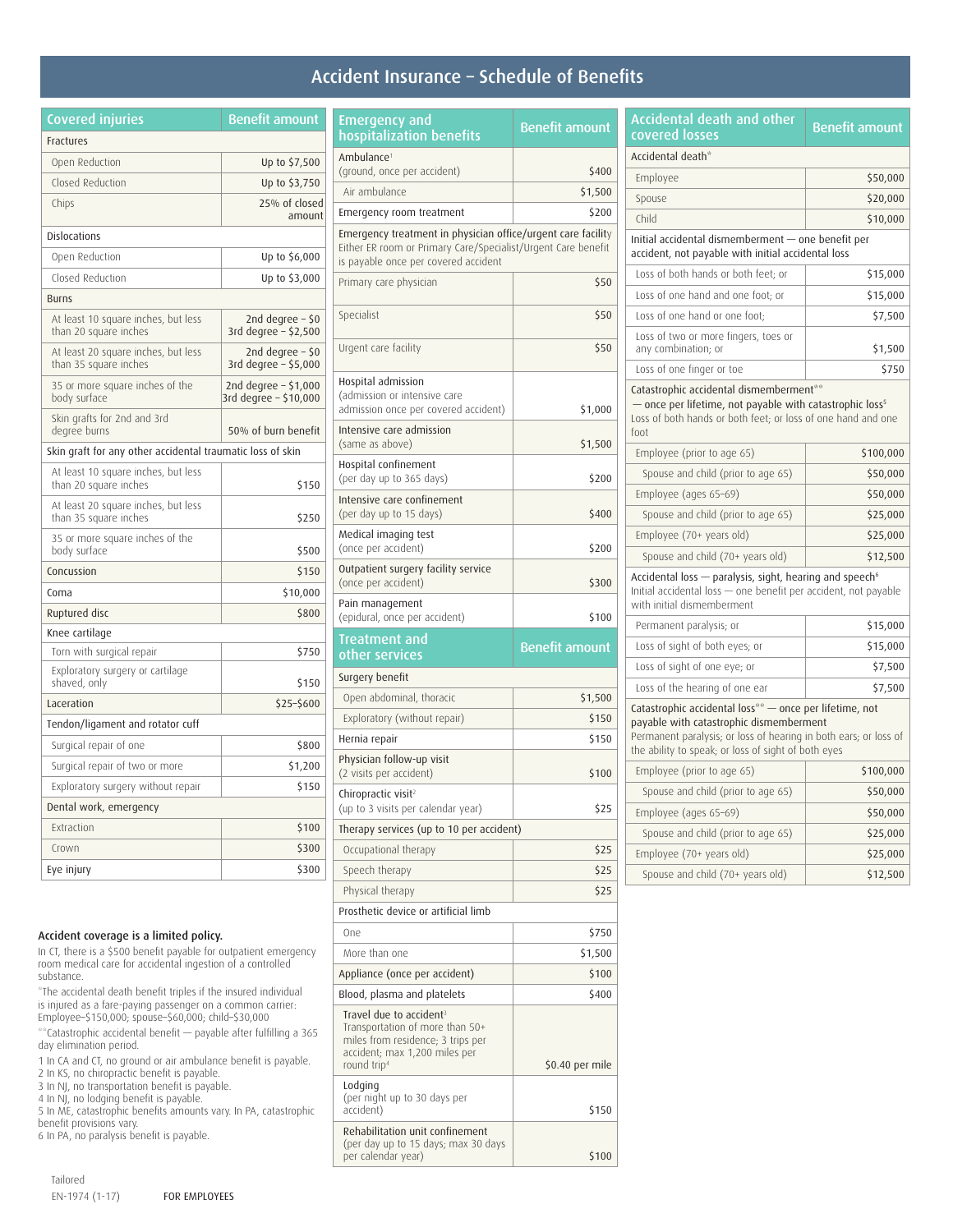# Accident Insurance – Schedule of Benefits

| Covered injuries | Benefit amount |
|---|---|
| **Fractures** | |
| Open Reduction | Up to $7,500 |
| Closed Reduction | Up to $3,750 |
| Chips | 25% of closed amount |
| **Dislocations** | |
| Open Reduction | Up to $6,000 |
| Closed Reduction | Up to $3,000 |
| **Burns** | |
| At least 10 square inches, but less than 20 square inches | 2nd degree – $0<br>3rd degree – $2,500 |
| At least 20 square inches, but less than 35 square inches | 2nd degree – $0<br>3rd degree – $5,000 |
| 35 or more square inches of the body surface | 2nd degree – $1,000<br>3rd degree – $10,000 |
| Skin grafts for 2nd and 3rd degree burns | 50% of burn benefit |
| **Skin graft for any other accidental traumatic loss of skin** | |
| At least 10 square inches, but less than 20 square inches | $150 |
| At least 20 square inches, but less than 35 square inches | $250 |
| 35 or more square inches of the body surface | $500 |
| Concussion | $150 |
| Coma | $10,000 |
| Ruptured disc | $800 |
| **Knee cartilage** | |
| Torn with surgical repair | $750 |
| Exploratory surgery or cartilage shaved, only | $150 |
| Laceration | $25–$600 |
| **Tendon/ligament and rotator cuff** | |
| Surgical repair of one | $800 |
| Surgical repair of two or more | $1,200 |
| Exploratory surgery without repair | $150 |
| **Dental work, emergency** | |
| Extraction | $100 |
| Crown | $300 |
| Eye injury | $300 |

**Accident coverage is a limited policy.**

In CT, there is a $500 benefit payable for outpatient emergency room medical care for accidental ingestion of a controlled substance.

*The accidental death benefit triples if the insured individual is injured as a fare-paying passenger on a common carrier: Employee–$150,000; spouse–$60,000; child–$30,000

**Catastrophic accidental benefit — payable after fulfilling a 365 day elimination period.

1 In CA and CT, no ground or air ambulance benefit is payable.
2 In KS, no chiropractic benefit is payable.
3 In NJ, no transportation benefit is payable.
4 In NJ, no lodging benefit is payable.
5 In ME, catastrophic benefits amounts vary. In PA, catastrophic benefit provisions vary.
6 In PA, no paralysis benefit is payable.

| Emergency and hospitalization benefits | Benefit amount |
|---|---|
| Ambulance[1] (ground, once per accident) | $400 |
| Air ambulance | $1,500 |
| Emergency room treatment | $200 |
| **Emergency treatment in physician office/urgent care facility** Either ER room or Primary Care/Specialist/Urgent Care benefit is payable once per covered accident | |
| Primary care physician | $50 |
| Specialist | $50 |
| Urgent care facility | $50 |
| Hospital admission (admission or intensive care admission once per covered accident) | $1,000 |
| Intensive care admission (same as above) | $1,500 |
| Hospital confinement (per day up to 365 days) | $200 |
| Intensive care confinement (per day up to 15 days) | $400 |
| Medical imaging test (once per accident) | $200 |
| Outpatient surgery facility service (once per accident) | $300 |
| Pain management (epidural, once per accident) | $100 |

| Treatment and other services | Benefit amount |
|---|---|
| **Surgery benefit** | |
| Open abdominal, thoracic | $1,500 |
| Exploratory (without repair) | $150 |
| Hernia repair | $150 |
| Physician follow-up visit (2 visits per accident) | $100 |
| Chiropractic visit[2] (up to 3 visits per calendar year) | $25 |
| **Therapy services (up to 10 per accident)** | |
| Occupational therapy | $25 |
| Speech therapy | $25 |
| Physical therapy | $25 |
| **Prosthetic device or artificial limb** | |
| One | $750 |
| More than one | $1,500 |
| Appliance (once per accident) | $100 |
| Blood, plasma and platelets | $400 |
| Travel due to accident[3] Transportation of more than 50+ miles from residence; 3 trips per accident; max 1,200 miles per round trip[4] | $0.40 per mile |
| Lodging (per night up to 30 days per accident) | $150 |
| Rehabilitation unit confinement (per day up to 15 days; max 30 days per calendar year) | $100 |

| Accidental death and other covered losses | Benefit amount |
|---|---|
| **Accidental death*** | |
| Employee | $50,000 |
| Spouse | $20,000 |
| Child | $10,000 |
| **Initial accidental dismemberment — one benefit per accident, not payable with initial accidental loss** | |
| Loss of both hands or both feet; or | $15,000 |
| Loss of one hand and one foot; or | $15,000 |
| Loss of one hand or one foot; | $7,500 |
| Loss of two or more fingers, toes or any combination; or | $1,500 |
| Loss of one finger or toe | $750 |
| **Catastrophic accidental dismemberment** — once per lifetime, not payable with catastrophic loss[5]** Loss of both hands or both feet; or loss of one hand and one foot | |
| Employee (prior to age 65) | $100,000 |
| Spouse and child (prior to age 65) | $50,000 |
| Employee (ages 65–69) | $50,000 |
| Spouse and child (prior to age 65) | $25,000 |
| Employee (70+ years old) | $25,000 |
| Spouse and child (70+ years old) | $12,500 |
| **Accidental loss — paralysis, sight, hearing and speech[6]** Initial accidental loss — one benefit per accident, not payable with initial dismemberment | |
| Permanent paralysis; or | $15,000 |
| Loss of sight of both eyes; or | $15,000 |
| Loss of sight of one eye; or | $7,500 |
| Loss of the hearing of one ear | $7,500 |
| **Catastrophic accidental loss** — once per lifetime, not payable with catastrophic dismemberment** Permanent paralysis; or loss of hearing in both ears; or loss of the ability to speak; or loss of sight of both eyes | |
| Employee (prior to age 65) | $100,000 |
| Spouse and child (prior to age 65) | $50,000 |
| Employee (ages 65–69) | $50,000 |
| Spouse and child (prior to age 65) | $25,000 |
| Employee (70+ years old) | $25,000 |
| Spouse and child (70+ years old) | $12,500 |

Tailored
EN-1974 (1-17) FOR EMPLOYEES